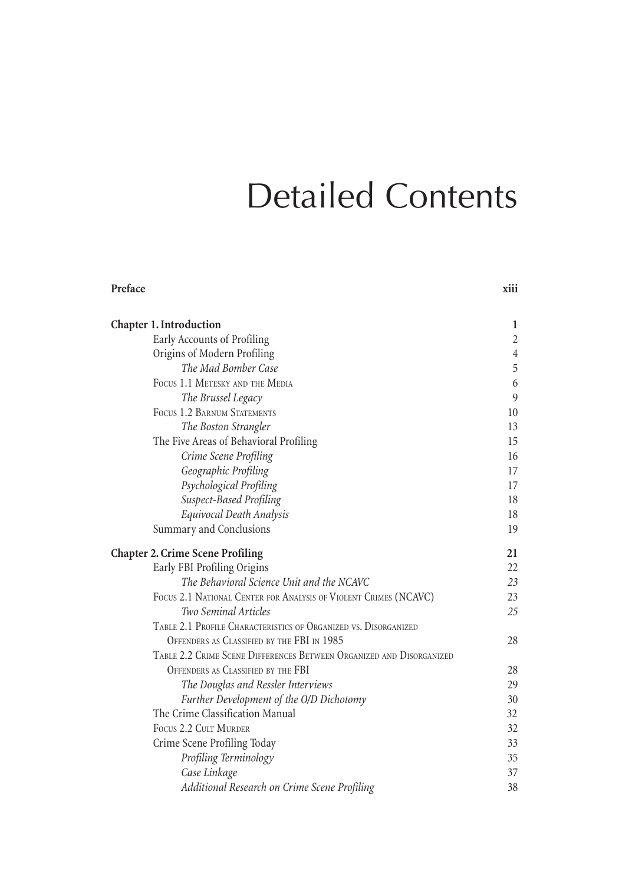# Detailed Contents

**Preface** **xiii**

**Chapter 1. Introduction** **1**

Early Accounts of Profiling 2

Origins of Modern Profiling 4

*The Mad Bomber Case* 5

Focus 1.1 Metesky and the Media 6

*The Brussel Legacy* 9

Focus 1.2 Barnum Statements 10

*The Boston Strangler* 13

The Five Areas of Behavioral Profiling 15

*Crime Scene Profiling* 16

*Geographic Profiling* 17

*Psychological Profiling* 17

*Suspect-Based Profiling* 18

*Equivocal Death Analysis* 18

Summary and Conclusions 19

**Chapter 2. Crime Scene Profiling** **21**

Early FBI Profiling Origins 22

*The Behavioral Science Unit and the NCAVC* *23*

Focus 2.1 National Center for Analysis of Violent Crimes (NCAVC) 23

*Two Seminal Articles* *25*

Table 2.1 Profile Characteristics of Organized vs. Disorganized Offenders as Classified by the FBI in 1985 28

Table 2.2 Crime Scene Differences Between Organized and Disorganized Offenders as Classified by the FBI 28

*The Douglas and Ressler Interviews* 29

*Further Development of the O/D Dichotomy* 30

The Crime Classification Manual 32

Focus 2.2 Cult Murder 32

Crime Scene Profiling Today 33

*Profiling Terminology* 35

*Case Linkage* 37

*Additional Research on Crime Scene Profiling* 38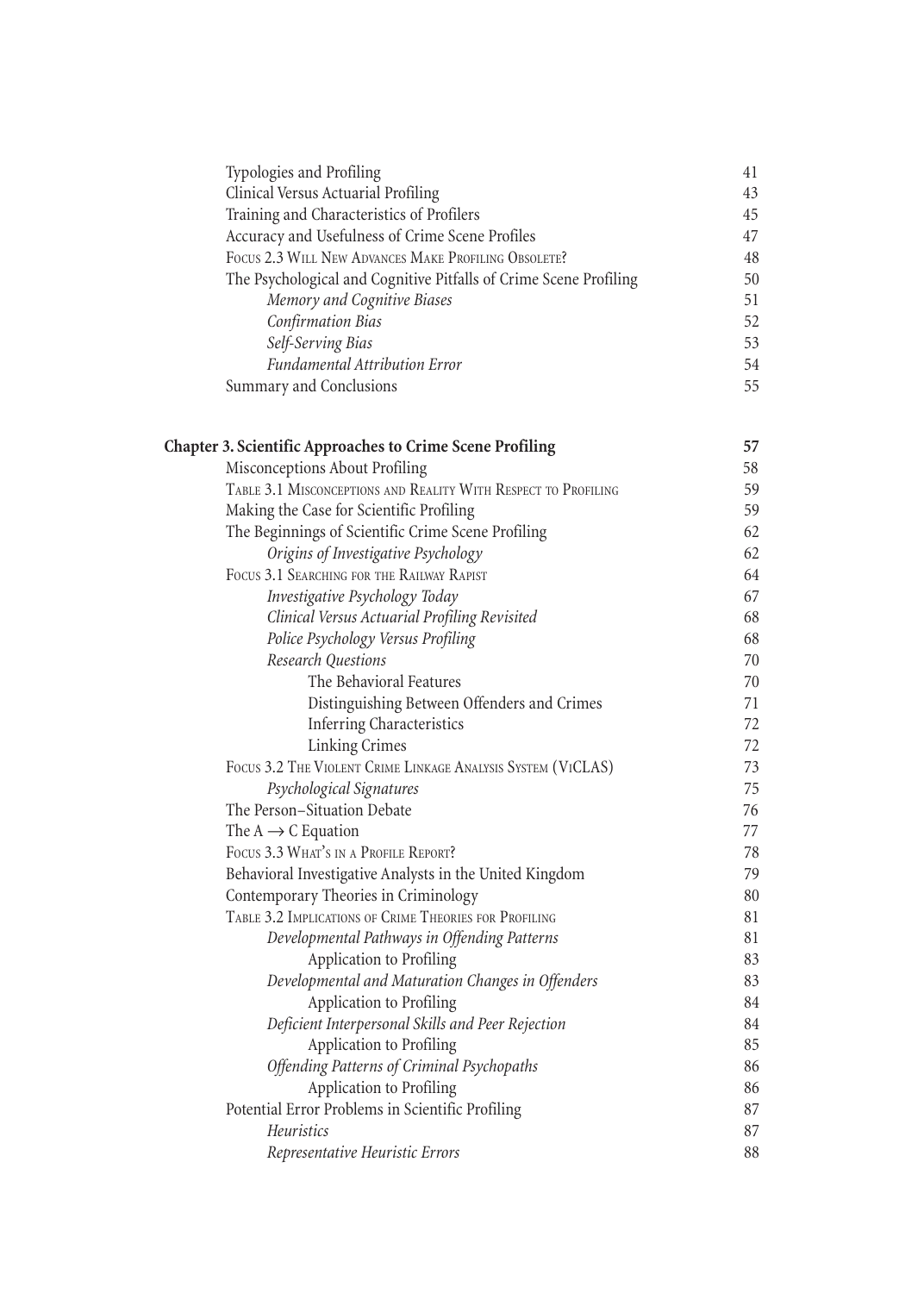| | |
|---|---|
| Typologies and Profiling | 41 |
| Clinical Versus Actuarial Profiling | 43 |
| Training and Characteristics of Profilers | 45 |
| Accuracy and Usefulness of Crime Scene Profiles | 47 |
| Focus 2.3 Will New Advances Make Profiling Obsolete? | 48 |
| The Psychological and Cognitive Pitfalls of Crime Scene Profiling | 50 |
| *Memory and Cognitive Biases* | 51 |
| *Confirmation Bias* | 52 |
| *Self-Serving Bias* | 53 |
| *Fundamental Attribution Error* | 54 |
| Summary and Conclusions | 55 |
| **Chapter 3. Scientific Approaches to Crime Scene Profiling** | **57** |
| Misconceptions About Profiling | 58 |
| Table 3.1 Misconceptions and Reality With Respect to Profiling | 59 |
| Making the Case for Scientific Profiling | 59 |
| The Beginnings of Scientific Crime Scene Profiling | 62 |
| *Origins of Investigative Psychology* | 62 |
| Focus 3.1 Searching for the Railway Rapist | 64 |
| *Investigative Psychology Today* | 67 |
| *Clinical Versus Actuarial Profiling Revisited* | 68 |
| *Police Psychology Versus Profiling* | 68 |
| *Research Questions* | 70 |
| The Behavioral Features | 70 |
| Distinguishing Between Offenders and Crimes | 71 |
| Inferring Characteristics | 72 |
| Linking Crimes | 72 |
| Focus 3.2 The Violent Crime Linkage Analysis System (ViCLAS) | 73 |
| *Psychological Signatures* | 75 |
| The Person–Situation Debate | 76 |
| The A → C Equation | 77 |
| Focus 3.3 What's in a Profile Report? | 78 |
| Behavioral Investigative Analysts in the United Kingdom | 79 |
| Contemporary Theories in Criminology | 80 |
| Table 3.2 Implications of Crime Theories for Profiling | 81 |
| *Developmental Pathways in Offending Patterns* | 81 |
| Application to Profiling | 83 |
| *Developmental and Maturation Changes in Offenders* | 83 |
| Application to Profiling | 84 |
| *Deficient Interpersonal Skills and Peer Rejection* | 84 |
| Application to Profiling | 85 |
| *Offending Patterns of Criminal Psychopaths* | 86 |
| Application to Profiling | 86 |
| Potential Error Problems in Scientific Profiling | 87 |
| *Heuristics* | 87 |
| *Representative Heuristic Errors* | 88 |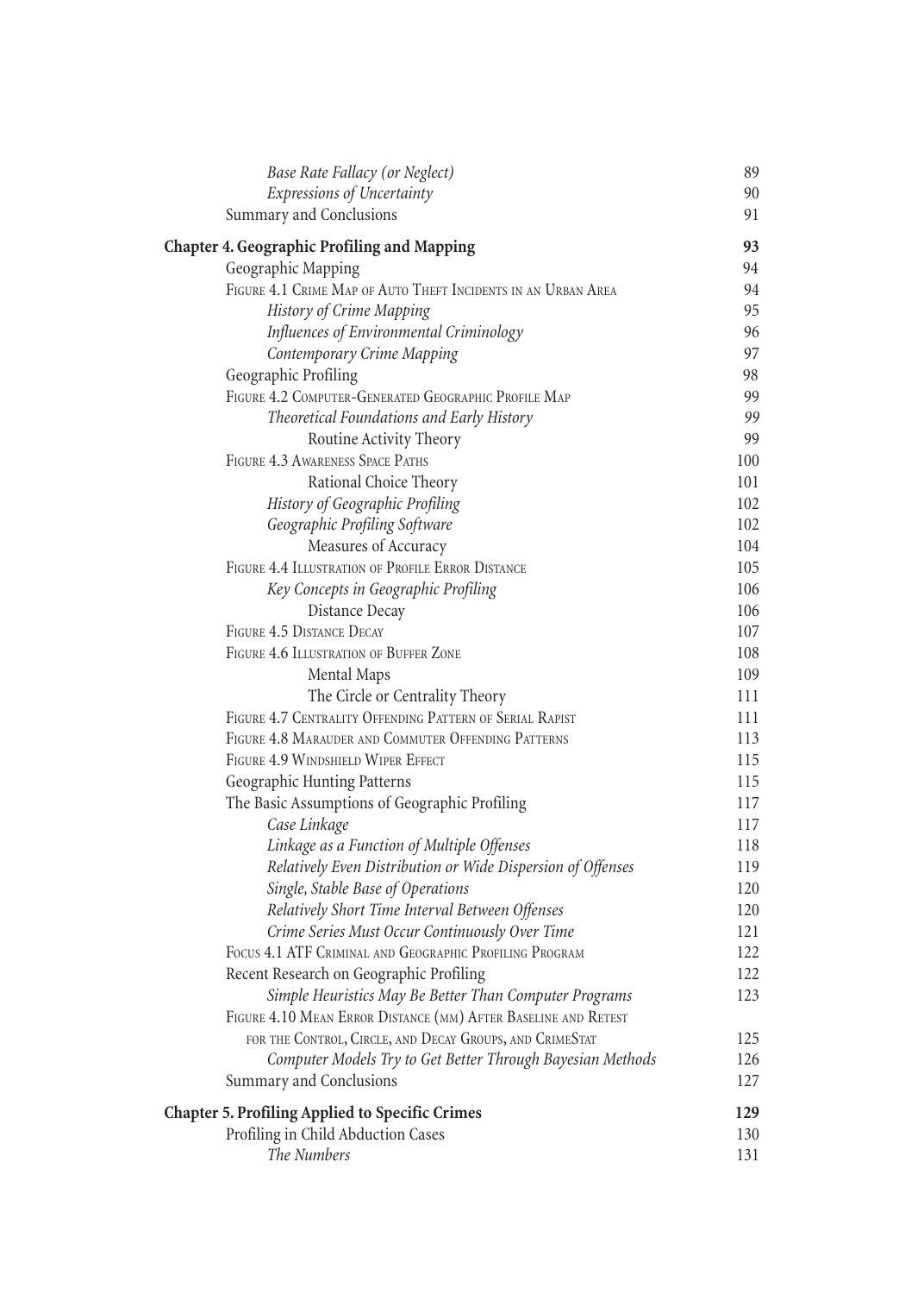*Base Rate Fallacy (or Neglect)* 89
*Expressions of Uncertainty* 90
Summary and Conclusions 91

**Chapter 4. Geographic Profiling and Mapping** **93**
Geographic Mapping 94
Figure 4.1 Crime Map of Auto Theft Incidents in an Urban Area 94
*History of Crime Mapping* 95
*Influences of Environmental Criminology* 96
*Contemporary Crime Mapping* 97
Geographic Profiling 98
Figure 4.2 Computer-Generated Geographic Profile Map 99
*Theoretical Foundations and Early History* 99
Routine Activity Theory 99
Figure 4.3 Awareness Space Paths 100
Rational Choice Theory 101
*History of Geographic Profiling* 102
*Geographic Profiling Software* 102
Measures of Accuracy 104
Figure 4.4 Illustration of Profile Error Distance 105
*Key Concepts in Geographic Profiling* 106
Distance Decay 106
Figure 4.5 Distance Decay 107
Figure 4.6 Illustration of Buffer Zone 108
Mental Maps 109
The Circle or Centrality Theory 111
Figure 4.7 Centrality Offending Pattern of Serial Rapist 111
Figure 4.8 Marauder and Commuter Offending Patterns 113
Figure 4.9 Windshield Wiper Effect 115
Geographic Hunting Patterns 115
The Basic Assumptions of Geographic Profiling 117
*Case Linkage* 117
*Linkage as a Function of Multiple Offenses* 118
*Relatively Even Distribution or Wide Dispersion of Offenses* 119
*Single, Stable Base of Operations* 120
*Relatively Short Time Interval Between Offenses* 120
*Crime Series Must Occur Continuously Over Time* 121
Focus 4.1 ATF Criminal and Geographic Profiling Program 122
Recent Research on Geographic Profiling 122
*Simple Heuristics May Be Better Than Computer Programs* 123
Figure 4.10 Mean Error Distance (mm) After Baseline and Retest for the Control, Circle, and Decay Groups, and CrimeStat 125
*Computer Models Try to Get Better Through Bayesian Methods* 126
Summary and Conclusions 127

**Chapter 5. Profiling Applied to Specific Crimes** **129**
Profiling in Child Abduction Cases 130
*The Numbers* 131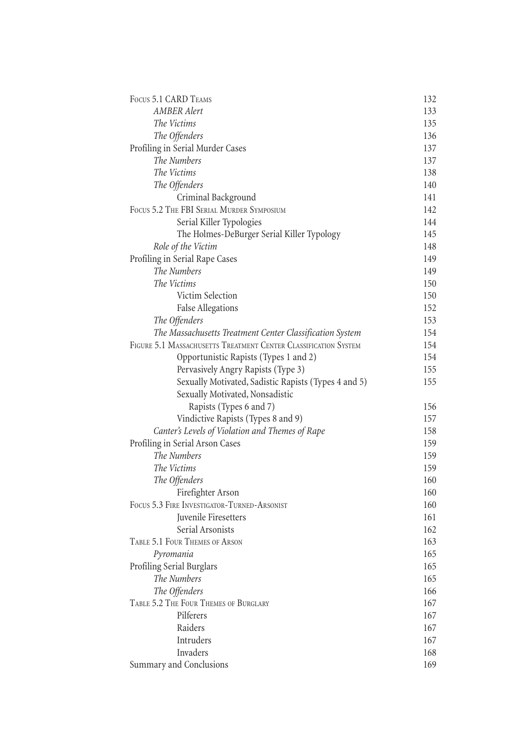Focus 5.1 CARD Teams 132

*AMBER Alert* 133

*The Victims* 135

*The Offenders* 136

Profiling in Serial Murder Cases 137

*The Numbers* 137

*The Victims* 138

*The Offenders* 140

Criminal Background 141

Focus 5.2 The FBI Serial Murder Symposium 142

Serial Killer Typologies 144

The Holmes-DeBurger Serial Killer Typology 145

*Role of the Victim* 148

Profiling in Serial Rape Cases 149

*The Numbers* 149

*The Victims* 150

Victim Selection 150

False Allegations 152

*The Offenders* 153

*The Massachusetts Treatment Center Classification System* 154

Figure 5.1 Massachusetts Treatment Center Classification System 154

Opportunistic Rapists (Types 1 and 2) 154

Pervasively Angry Rapists (Type 3) 155

Sexually Motivated, Sadistic Rapists (Types 4 and 5) 155

Sexually Motivated, Nonsadistic Rapists (Types 6 and 7) 156

Vindictive Rapists (Types 8 and 9) 157

*Canter's Levels of Violation and Themes of Rape* 158

Profiling in Serial Arson Cases 159

*The Numbers* 159

*The Victims* 159

*The Offenders* 160

Firefighter Arson 160

Focus 5.3 Fire Investigator-Turned-Arsonist 160

Juvenile Firesetters 161

Serial Arsonists 162

Table 5.1 Four Themes of Arson 163

*Pyromania* 165

Profiling Serial Burglars 165

*The Numbers* 165

*The Offenders* 166

Table 5.2 The Four Themes of Burglary 167

Pilferers 167

Raiders 167

Intruders 167

Invaders 168

Summary and Conclusions 169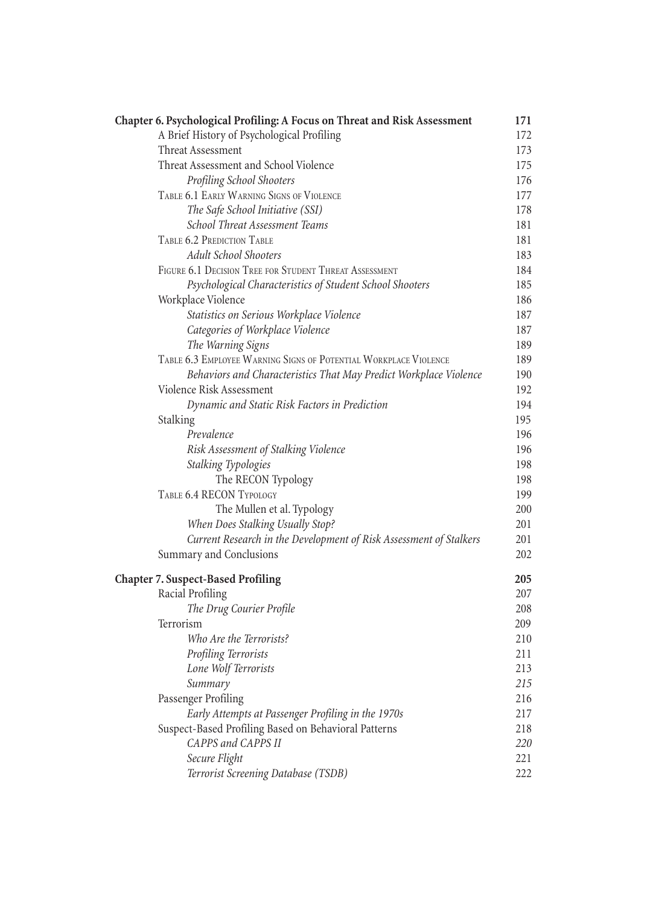**Chapter 6. Psychological Profiling: A Focus on Threat and Risk Assessment** 171

A Brief History of Psychological Profiling 172

Threat Assessment 173

Threat Assessment and School Violence 175

*Profiling School Shooters* 176

Table 6.1 Early Warning Signs of Violence 177

*The Safe School Initiative (SSI)* 178

*School Threat Assessment Teams* 181

Table 6.2 Prediction Table 181

*Adult School Shooters* 183

Figure 6.1 Decision Tree for Student Threat Assessment 184

*Psychological Characteristics of Student School Shooters* 185

Workplace Violence 186

*Statistics on Serious Workplace Violence* 187

*Categories of Workplace Violence* 187

*The Warning Signs* 189

Table 6.3 Employee Warning Signs of Potential Workplace Violence 189

*Behaviors and Characteristics That May Predict Workplace Violence* 190

Violence Risk Assessment 192

*Dynamic and Static Risk Factors in Prediction* 194

Stalking 195

*Prevalence* 196

*Risk Assessment of Stalking Violence* 196

*Stalking Typologies* 198

The RECON Typology 198

Table 6.4 RECON Typology 199

The Mullen et al. Typology 200

*When Does Stalking Usually Stop?* 201

*Current Research in the Development of Risk Assessment of Stalkers* 201

Summary and Conclusions 202

**Chapter 7. Suspect-Based Profiling** 205

Racial Profiling 207

*The Drug Courier Profile* 208

Terrorism 209

*Who Are the Terrorists?* 210

*Profiling Terrorists* 211

*Lone Wolf Terrorists* 213

*Summary* 215

Passenger Profiling 216

*Early Attempts at Passenger Profiling in the 1970s* 217

Suspect-Based Profiling Based on Behavioral Patterns 218

*CAPPS and CAPPS II* 220

*Secure Flight* 221

*Terrorist Screening Database (TSDB)* 222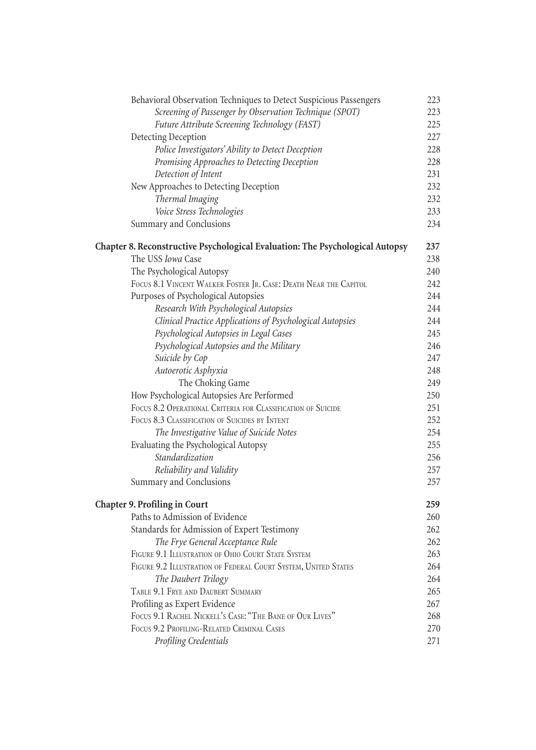Behavioral Observation Techniques to Detect Suspicious Passengers 223

*Screening of Passenger by Observation Technique (SPOT)* 223

*Future Attribute Screening Technology (FAST)* 225

Detecting Deception 227

*Police Investigators' Ability to Detect Deception* 228

*Promising Approaches to Detecting Deception* 228

*Detection of Intent* 231

New Approaches to Detecting Deception 232

*Thermal Imaging* 232

*Voice Stress Technologies* 233

Summary and Conclusions 234

**Chapter 8. Reconstructive Psychological Evaluation: The Psychological Autopsy 237**

The USS *Iowa* Case 238

The Psychological Autopsy 240

Focus 8.1 Vincent Walker Foster Jr. Case: Death Near the Capitol 242

Purposes of Psychological Autopsies 244

*Research With Psychological Autopsies* 244

*Clinical Practice Applications of Psychological Autopsies* 244

*Psychological Autopsies in Legal Cases* 245

*Psychological Autopsies and the Military* 246

*Suicide by Cop* 247

*Autoerotic Asphyxia* 248

The Choking Game 249

How Psychological Autopsies Are Performed 250

Focus 8.2 Operational Criteria for Classification of Suicide 251

Focus 8.3 Classification of Suicides by Intent 252

*The Investigative Value of Suicide Notes* 254

Evaluating the Psychological Autopsy 255

*Standardization* 256

*Reliability and Validity* 257

Summary and Conclusions 257

**Chapter 9. Profiling in Court 259**

Paths to Admission of Evidence 260

Standards for Admission of Expert Testimony 262

*The Frye General Acceptance Rule* 262

Figure 9.1 Illustration of Ohio Court State System 263

Figure 9.2 Illustration of Federal Court System, United States 264

*The Daubert Trilogy* 264

Table 9.1 Frye and Daubert Summary 265

Profiling as Expert Evidence 267

Focus 9.1 Rachel Nickell's Case: "The Bane of Our Lives" 268

Focus 9.2 Profiling-Related Criminal Cases 270

*Profiling Credentials* 271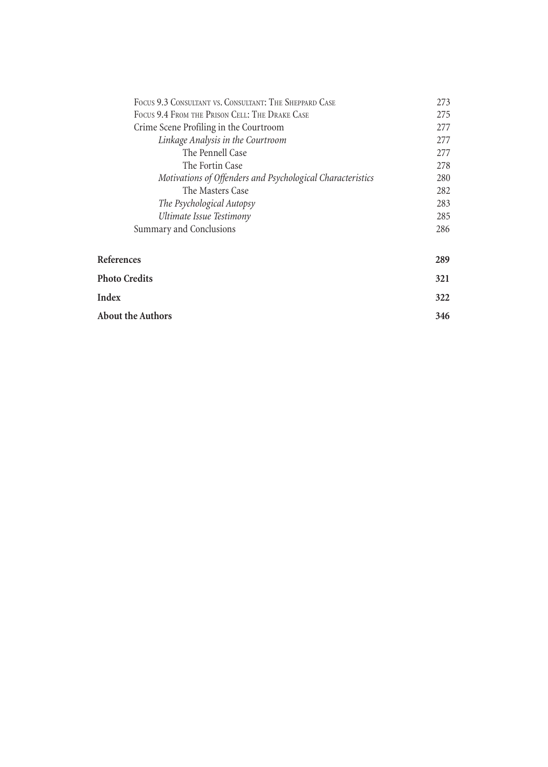Focus 9.3 Consultant vs. Consultant: The Sheppard Case 273
Focus 9.4 From the Prison Cell: The Drake Case 275
Crime Scene Profiling in the Courtroom 277
*Linkage Analysis in the Courtroom* 277
The Pennell Case 277
The Fortin Case 278
*Motivations of Offenders and Psychological Characteristics* 280
The Masters Case 282
*The Psychological Autopsy* 283
*Ultimate Issue Testimony* 285
Summary and Conclusions 286

**References** **289**

**Photo Credits** **321**

**Index** **322**

**About the Authors** **346**